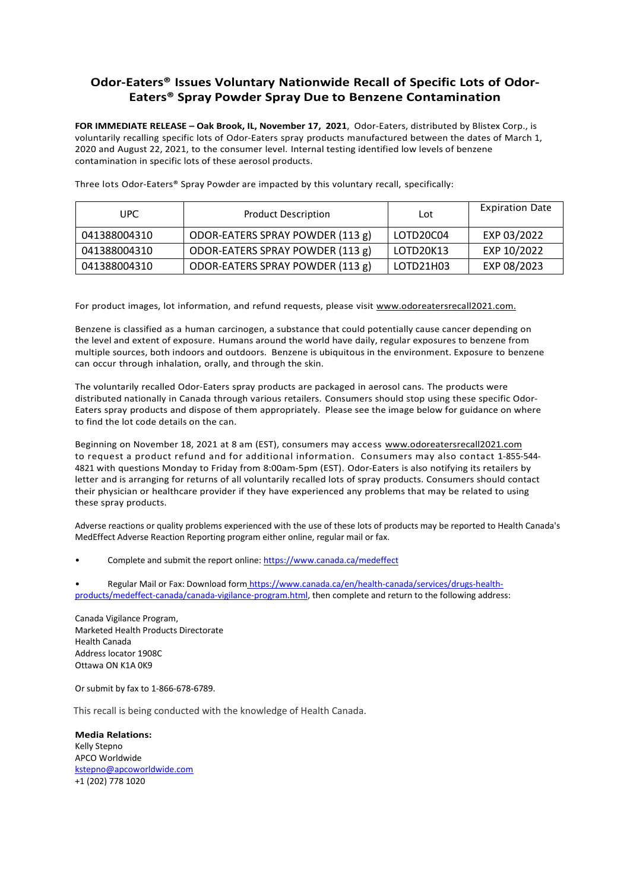# Odor-Eaters® Issues Voluntary Nationwide Recall of Specific Lots of Odor-Eaters® Spray Powder Spray Due to Benzene Contamination

**FOR IMMEDIATE RELEASE – Oak Brook, IL, November 17, 2021**, Odor-Eaters, distributed by Blistex Corp., is voluntarily recalling specific lots of Odor-Eaters spray products manufactured between the dates of March 1, 2020 and August 22, 2021, to the consumer level. Internal testing identified low levels of benzene contamination in specific lots of these aerosol products.

Three lots Odor-Eaters® Spray Powder are impacted by this voluntary recall, specifically:

| UPC | Product Description | Lot | Expiration Date |
|---|---|---|---|
| 041388004310 | ODOR-EATERS SPRAY POWDER (113 g) | LOTD20C04 | EXP 03/2022 |
| 041388004310 | ODOR-EATERS SPRAY POWDER (113 g) | LOTD20K13 | EXP 10/2022 |
| 041388004310 | ODOR-EATERS SPRAY POWDER (113 g) | LOTD21H03 | EXP 08/2023 |

For product images, lot information, and refund requests, please visit www.odoreatersrecall2021.com.

Benzene is classified as a human carcinogen, a substance that could potentially cause cancer depending on the level and extent of exposure. Humans around the world have daily, regular exposures to benzene from multiple sources, both indoors and outdoors. Benzene is ubiquitous in the environment. Exposure to benzene can occur through inhalation, orally, and through the skin.

The voluntarily recalled Odor-Eaters spray products are packaged in aerosol cans. The products were distributed nationally in Canada through various retailers. Consumers should stop using these specific Odor-Eaters spray products and dispose of them appropriately. Please see the image below for guidance on where to find the lot code details on the can.

Beginning on November 18, 2021 at 8 am (EST), consumers may access www.odoreatersrecall2021.com to request a product refund and for additional information. Consumers may also contact 1-855-544-4821 with questions Monday to Friday from 8:00am-5pm (EST). Odor-Eaters is also notifying its retailers by letter and is arranging for returns of all voluntarily recalled lots of spray products. Consumers should contact their physician or healthcare provider if they have experienced any problems that may be related to using these spray products.

Adverse reactions or quality problems experienced with the use of these lots of products may be reported to Health Canada's MedEffect Adverse Reaction Reporting program either online, regular mail or fax.

- Complete and submit the report online: https://www.canada.ca/medeffect
- Regular Mail or Fax: Download form https://www.canada.ca/en/health-canada/services/drugs-health-products/medeffect-canada/canada-vigilance-program.html, then complete and return to the following address:

Canada Vigilance Program,
Marketed Health Products Directorate
Health Canada
Address locator 1908C
Ottawa ON K1A 0K9

Or submit by fax to 1-866-678-6789.

This recall is being conducted with the knowledge of Health Canada.

**Media Relations:**
Kelly Stepno
APCO Worldwide
kstepno@apcoworldwide.com
+1 (202) 778 1020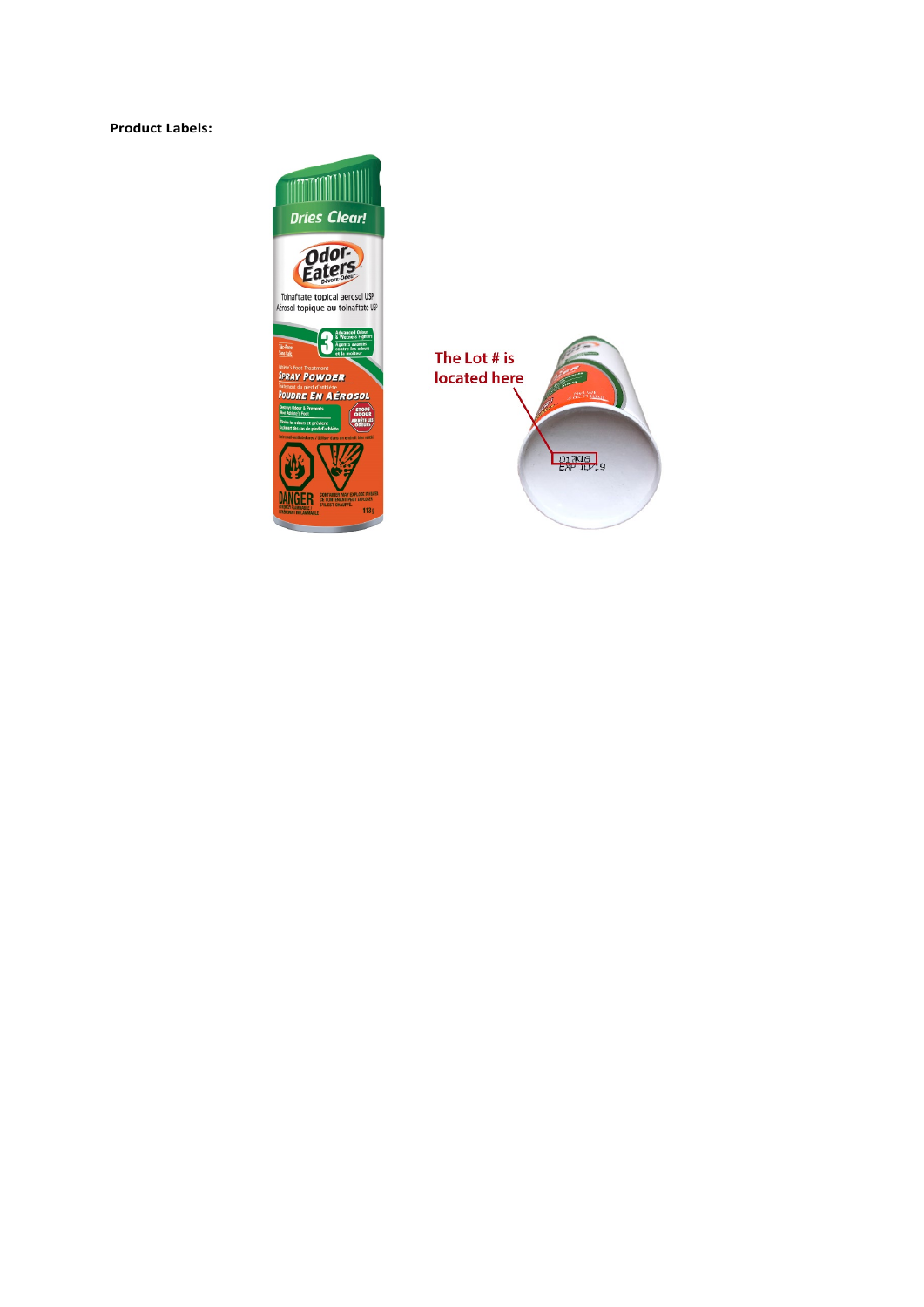**Product Labels:**

The Lot # is located here